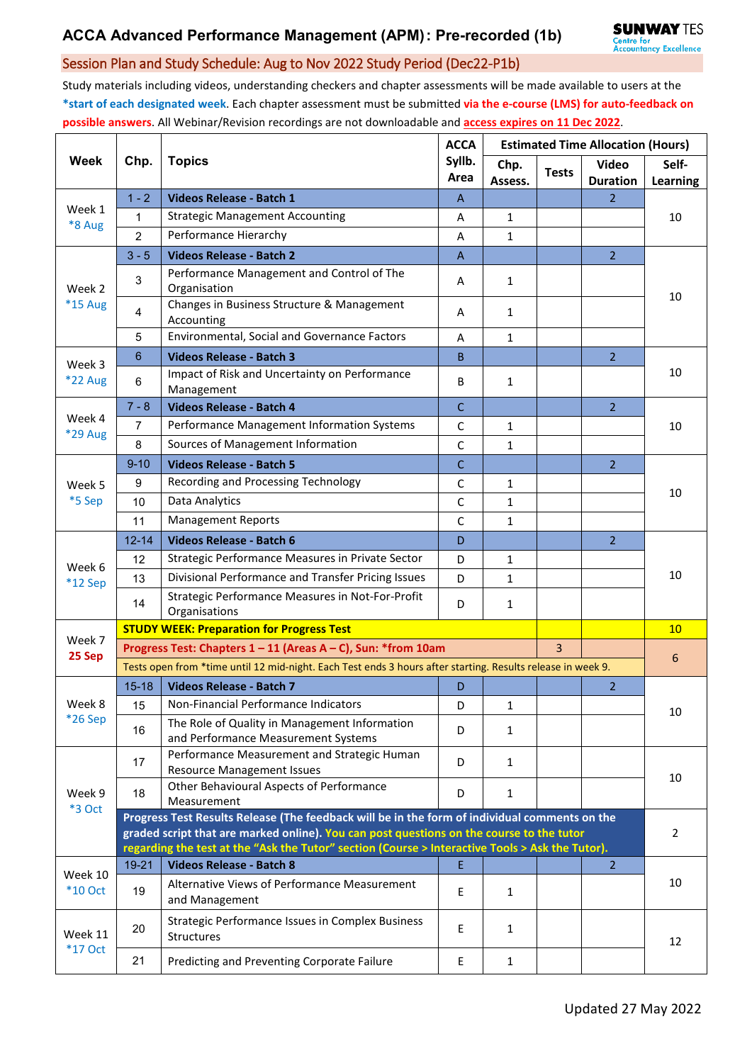# ACCA Advanced Performance Management (APM): Pre-recorded (1b)

SUNWAY TES Centre for Accountancy Excellence

## Session Plan and Study Schedule: Aug to Nov 2022 Study Period (Dec22-P1b)

Study materials including videos, understanding checkers and chapter assessments will be made available to users at the **\*start of each designated week**. Each chapter assessment must be submitted **via the e-course (LMS) for auto-feedback on possible answers**. All Webinar/Revision recordings are not downloadable and **access expires on 11 Dec 2022**.

| Week | Chp. | Topics | ACCA Syllb. Area | Estimated Time Allocation (Hours) | | | |
|---|---|---|---|---|---|---|---|
| | | | | Chp. Assess. | Tests | Video Duration | Self-Learning |
| Week 1 *8 Aug | 1 - 2 | **Videos Release - Batch 1** | A | | | 2 | 10 |
| | 1 | Strategic Management Accounting | A | 1 | | | |
| | 2 | Performance Hierarchy | A | 1 | | | |
| Week 2 *15 Aug | 3 - 5 | **Videos Release - Batch 2** | A | | | 2 | 10 |
| | 3 | Performance Management and Control of The Organisation | A | 1 | | | |
| | 4 | Changes in Business Structure & Management Accounting | A | 1 | | | |
| | 5 | Environmental, Social and Governance Factors | A | 1 | | | |
| Week 3 *22 Aug | 6 | **Videos Release - Batch 3** | B | | | 2 | 10 |
| | 6 | Impact of Risk and Uncertainty on Performance Management | B | 1 | | | |
| Week 4 *29 Aug | 7 - 8 | **Videos Release - Batch 4** | C | | | 2 | 10 |
| | 7 | Performance Management Information Systems | C | 1 | | | |
| | 8 | Sources of Management Information | C | 1 | | | |
| Week 5 *5 Sep | 9-10 | **Videos Release - Batch 5** | C | | | 2 | 10 |
| | 9 | Recording and Processing Technology | C | 1 | | | |
| | 10 | Data Analytics | C | 1 | | | |
| | 11 | Management Reports | C | 1 | | | |
| Week 6 *12 Sep | 12-14 | **Videos Release - Batch 6** | D | | | 2 | 10 |
| | 12 | Strategic Performance Measures in Private Sector | D | 1 | | | |
| | 13 | Divisional Performance and Transfer Pricing Issues | D | 1 | | | |
| | 14 | Strategic Performance Measures in Not-For-Profit Organisations | D | 1 | | | |
| Week 7 25 Sep | **STUDY WEEK: Preparation for Progress Test** | | | | | | 10 |
| | **Progress Test: Chapters 1 – 11 (Areas A – C), Sun: *from 10am** | | | | 3 | | 6 |
| | Tests open from *time until 12 mid-night. Each Test ends 3 hours after starting. Results release in week 9. | | | | | | |
| Week 8 *26 Sep | 15-18 | **Videos Release - Batch 7** | D | | | 2 | 10 |
| | 15 | Non-Financial Performance Indicators | D | 1 | | | |
| | 16 | The Role of Quality in Management Information and Performance Measurement Systems | D | 1 | | | |
| Week 9 *3 Oct | 17 | Performance Measurement and Strategic Human Resource Management Issues | D | 1 | | | 10 |
| | 18 | Other Behavioural Aspects of Performance Measurement | D | 1 | | | |
| | **Progress Test Results Release (The feedback will be in the form of individual comments on the graded script that are marked online). You can post questions on the course to the tutor regarding the test at the "Ask the Tutor" section (Course > Interactive Tools > Ask the Tutor).** | | | | | | 2 |
| Week 10 *10 Oct | 19-21 | **Videos Release - Batch 8** | E | | | 2 | 10 |
| | 19 | Alternative Views of Performance Measurement and Management | E | 1 | | | |
| Week 11 *17 Oct | 20 | Strategic Performance Issues in Complex Business Structures | E | 1 | | | 12 |
| | 21 | Predicting and Preventing Corporate Failure | E | 1 | | | |

Updated 27 May 2022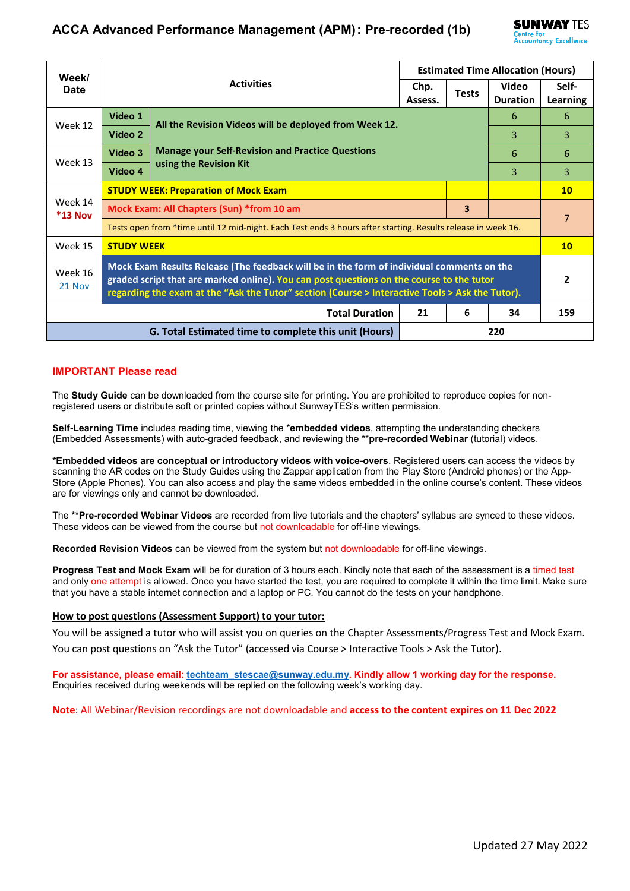# ACCA Advanced Performance Management (APM): Pre-recorded (1b)

| Week/ Date | Activities | | Estimated Time Allocation (Hours) | | | |
|---|---|---|---|---|---|---|
| | | | Chp. Assess. | Tests | Video Duration | Self-Learning |
| Week 12 | Video 1 | All the Revision Videos will be deployed from Week 12. Manage your Self-Revision and Practice Questions using the Revision Kit | | | 6 | 6 |
| | Video 2 | | | | 3 | 3 |
| Week 13 | Video 3 | | | | 6 | 6 |
| | Video 4 | | | | 3 | 3 |
| Week 14 *13 Nov | STUDY WEEK: Preparation of Mock Exam | | | | | **10** |
| | Mock Exam: All Chapters (Sun) *from 10 am | | | **3** | | 7 |
| | Tests open from *time until 12 mid-night. Each Test ends 3 hours after starting. Results release in week 16. | | | | | |
| Week 15 | **STUDY WEEK** | | | | | **10** |
| Week 16 21 Nov | **Mock Exam Results Release (The feedback will be in the form of individual comments on the graded script that are marked online). You can post questions on the course to the tutor regarding the exam at the "Ask the Tutor" section (Course > Interactive Tools > Ask the Tutor).** | | | | | **2** |
| | | **Total Duration** | **21** | **6** | **34** | **159** |
| | | **G. Total Estimated time to complete this unit (Hours)** | **220** | | | |

## IMPORTANT Please read

The **Study Guide** can be downloaded from the course site for printing. You are prohibited to reproduce copies for non-registered users or distribute soft or printed copies without SunwayTES's written permission.

**Self-Learning Time** includes reading time, viewing the ***embedded videos**, attempting the understanding checkers (Embedded Assessments) with auto-graded feedback, and reviewing the ****pre-recorded Webinar** (tutorial) videos.

***Embedded videos are conceptual or introductory videos with voice-overs**. Registered users can access the videos by scanning the AR codes on the Study Guides using the Zappar application from the Play Store (Android phones) or the App-Store (Apple Phones). You can also access and play the same videos embedded in the online course's content. These videos are for viewings only and cannot be downloaded.

The ****Pre-recorded Webinar Videos** are recorded from live tutorials and the chapters' syllabus are synced to these videos. These videos can be viewed from the course but not downloadable for off-line viewings.

**Recorded Revision Videos** can be viewed from the system but not downloadable for off-line viewings.

**Progress Test and Mock Exam** will be for duration of 3 hours each. Kindly note that each of the assessment is a timed test and only one attempt is allowed. Once you have started the test, you are required to complete it within the time limit. Make sure that you have a stable internet connection and a laptop or PC. You cannot do the tests on your handphone.

**How to post questions (Assessment Support) to your tutor:**

You will be assigned a tutor who will assist you on queries on the Chapter Assessments/Progress Test and Mock Exam. You can post questions on "Ask the Tutor" (accessed via Course > Interactive Tools > Ask the Tutor).

**For assistance, please email: techteam_stescae@sunway.edu.my. Kindly allow 1 working day for the response.**
Enquiries received during weekends will be replied on the following week's working day.

**Note**: All Webinar/Revision recordings are not downloadable and **access to the content expires on 11 Dec 2022**

Updated 27 May 2022